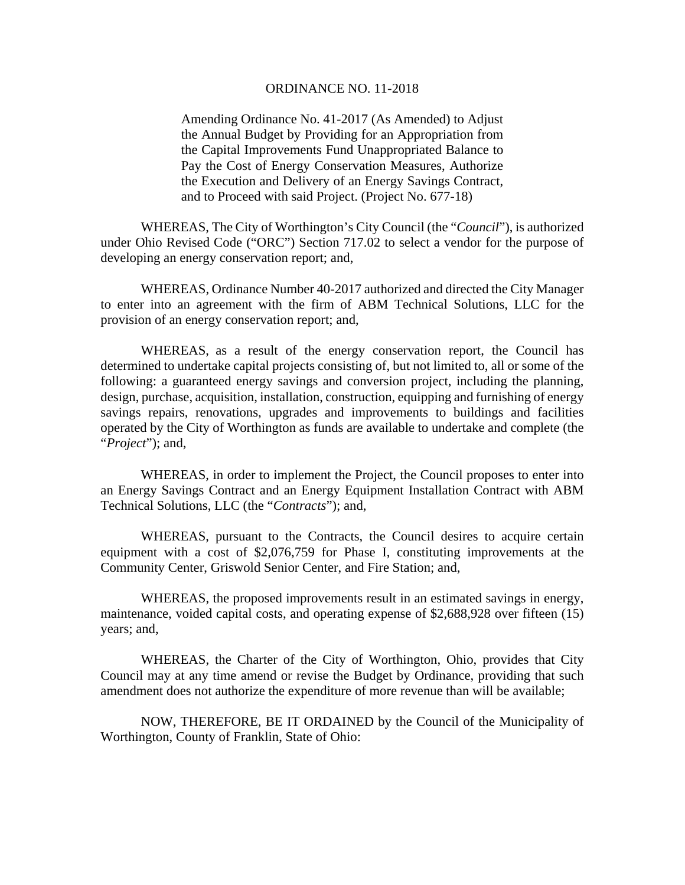# ORDINANCE NO. 11-2018

Amending Ordinance No. 41-2017 (As Amended) to Adjust the Annual Budget by Providing for an Appropriation from the Capital Improvements Fund Unappropriated Balance to Pay the Cost of Energy Conservation Measures, Authorize the Execution and Delivery of an Energy Savings Contract, and to Proceed with said Project. (Project No. 677-18)

WHEREAS, The City of Worthington's City Council (the "*Council*"), is authorized under Ohio Revised Code ("ORC") Section 717.02 to select a vendor for the purpose of developing an energy conservation report; and,

WHEREAS, Ordinance Number 40-2017 authorized and directed the City Manager to enter into an agreement with the firm of ABM Technical Solutions, LLC for the provision of an energy conservation report; and,

WHEREAS, as a result of the energy conservation report, the Council has determined to undertake capital projects consisting of, but not limited to, all or some of the following: a guaranteed energy savings and conversion project, including the planning, design, purchase, acquisition, installation, construction, equipping and furnishing of energy savings repairs, renovations, upgrades and improvements to buildings and facilities operated by the City of Worthington as funds are available to undertake and complete (the "*Project*"); and,

WHEREAS, in order to implement the Project, the Council proposes to enter into an Energy Savings Contract and an Energy Equipment Installation Contract with ABM Technical Solutions, LLC (the "*Contracts*"); and,

WHEREAS, pursuant to the Contracts, the Council desires to acquire certain equipment with a cost of $2,076,759 for Phase I, constituting improvements at the Community Center, Griswold Senior Center, and Fire Station; and,

WHEREAS, the proposed improvements result in an estimated savings in energy, maintenance, voided capital costs, and operating expense of $2,688,928 over fifteen (15) years; and,

WHEREAS, the Charter of the City of Worthington, Ohio, provides that City Council may at any time amend or revise the Budget by Ordinance, providing that such amendment does not authorize the expenditure of more revenue than will be available;

NOW, THEREFORE, BE IT ORDAINED by the Council of the Municipality of Worthington, County of Franklin, State of Ohio: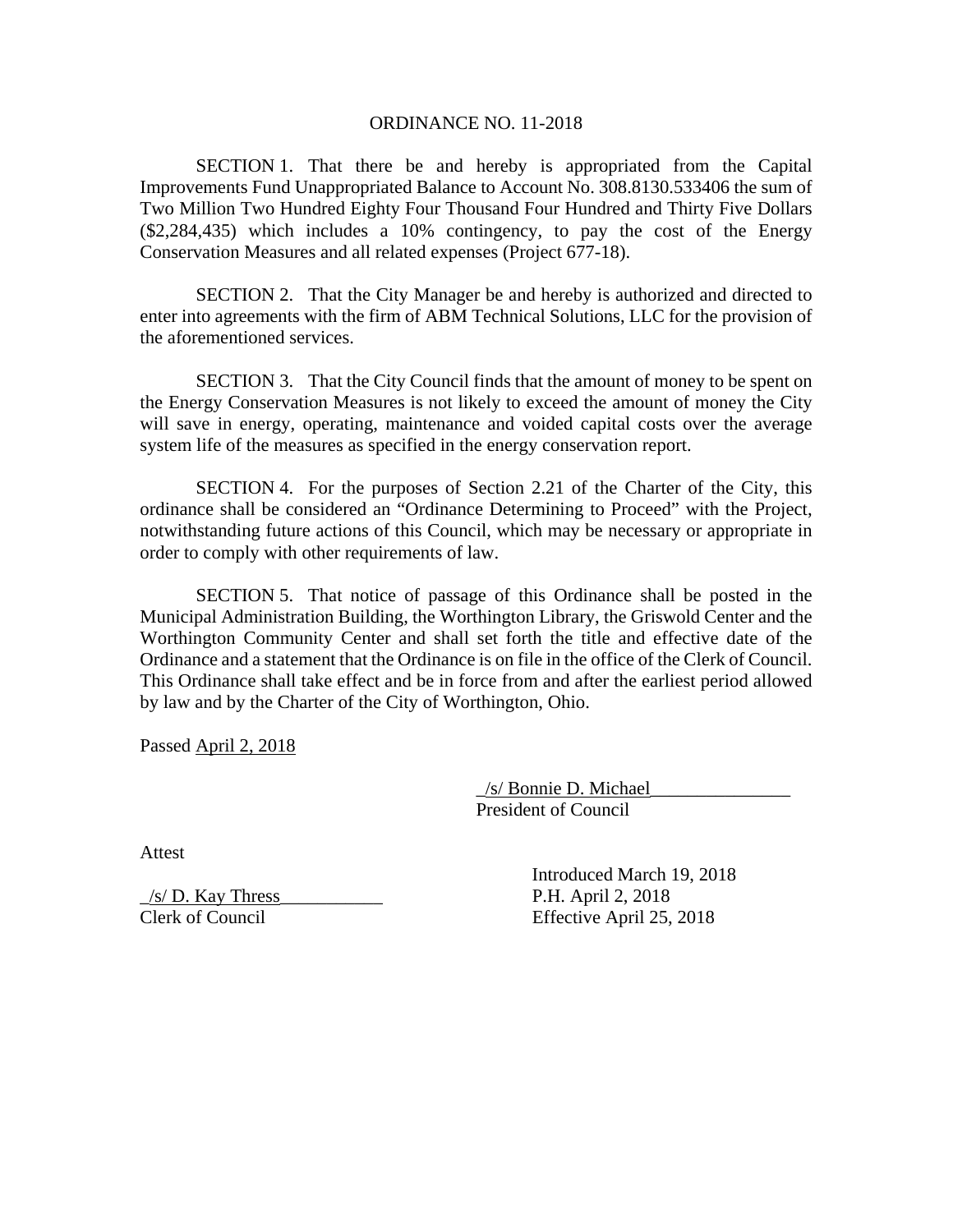ORDINANCE NO. 11-2018

SECTION 1. That there be and hereby is appropriated from the Capital Improvements Fund Unappropriated Balance to Account No. 308.8130.533406 the sum of Two Million Two Hundred Eighty Four Thousand Four Hundred and Thirty Five Dollars ($2,284,435) which includes a 10% contingency, to pay the cost of the Energy Conservation Measures and all related expenses (Project 677-18).

SECTION 2. That the City Manager be and hereby is authorized and directed to enter into agreements with the firm of ABM Technical Solutions, LLC for the provision of the aforementioned services.

SECTION 3. That the City Council finds that the amount of money to be spent on the Energy Conservation Measures is not likely to exceed the amount of money the City will save in energy, operating, maintenance and voided capital costs over the average system life of the measures as specified in the energy conservation report.

SECTION 4. For the purposes of Section 2.21 of the Charter of the City, this ordinance shall be considered an "Ordinance Determining to Proceed" with the Project, notwithstanding future actions of this Council, which may be necessary or appropriate in order to comply with other requirements of law.

SECTION 5. That notice of passage of this Ordinance shall be posted in the Municipal Administration Building, the Worthington Library, the Griswold Center and the Worthington Community Center and shall set forth the title and effective date of the Ordinance and a statement that the Ordinance is on file in the office of the Clerk of Council. This Ordinance shall take effect and be in force from and after the earliest period allowed by law and by the Charter of the City of Worthington, Ohio.

Passed April 2, 2018

_/s/ Bonnie D. Michael_______________
President of Council

Attest

_/s/ D. Kay Thress___________
Clerk of Council

Introduced March 19, 2018
P.H. April 2, 2018
Effective April 25, 2018